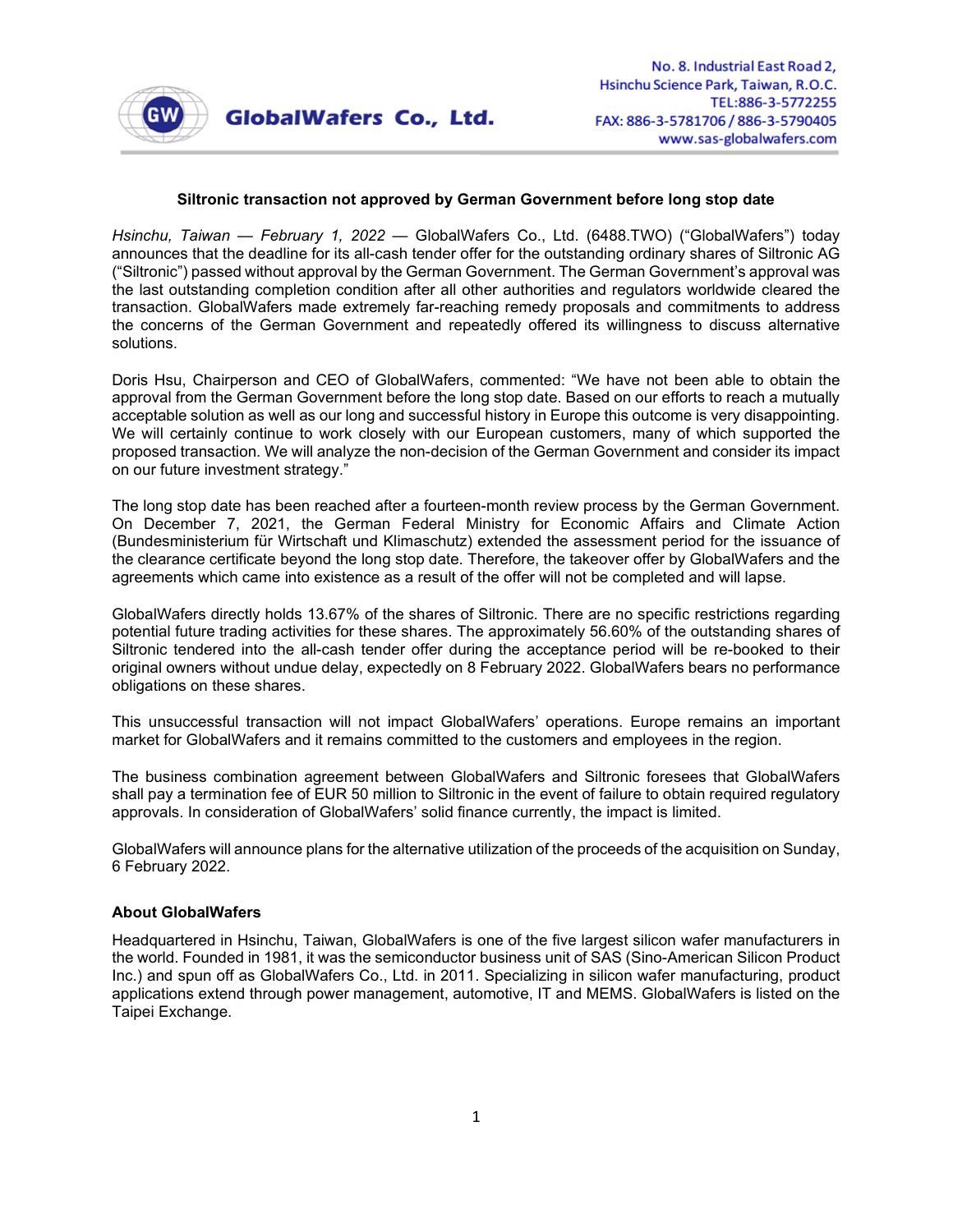GlobalWafers Co., Ltd.

No. 8. Industrial East Road 2,
Hsinchu Science Park, Taiwan, R.O.C.
TEL:886-3-5772255
FAX: 886-3-5781706 / 886-3-5790405
www.sas-globalwafers.com

**Siltronic transaction not approved by German Government before long stop date**

*Hsinchu, Taiwan — February 1, 2022 —* GlobalWafers Co., Ltd. (6488.TWO) ("GlobalWafers") today announces that the deadline for its all-cash tender offer for the outstanding ordinary shares of Siltronic AG ("Siltronic") passed without approval by the German Government. The German Government's approval was the last outstanding completion condition after all other authorities and regulators worldwide cleared the transaction. GlobalWafers made extremely far-reaching remedy proposals and commitments to address the concerns of the German Government and repeatedly offered its willingness to discuss alternative solutions.

Doris Hsu, Chairperson and CEO of GlobalWafers, commented: "We have not been able to obtain the approval from the German Government before the long stop date. Based on our efforts to reach a mutually acceptable solution as well as our long and successful history in Europe this outcome is very disappointing. We will certainly continue to work closely with our European customers, many of which supported the proposed transaction. We will analyze the non-decision of the German Government and consider its impact on our future investment strategy."

The long stop date has been reached after a fourteen-month review process by the German Government. On December 7, 2021, the German Federal Ministry for Economic Affairs and Climate Action (Bundesministerium für Wirtschaft und Klimaschutz) extended the assessment period for the issuance of the clearance certificate beyond the long stop date. Therefore, the takeover offer by GlobalWafers and the agreements which came into existence as a result of the offer will not be completed and will lapse.

GlobalWafers directly holds 13.67% of the shares of Siltronic. There are no specific restrictions regarding potential future trading activities for these shares. The approximately 56.60% of the outstanding shares of Siltronic tendered into the all-cash tender offer during the acceptance period will be re-booked to their original owners without undue delay, expectedly on 8 February 2022. GlobalWafers bears no performance obligations on these shares.

This unsuccessful transaction will not impact GlobalWafers' operations. Europe remains an important market for GlobalWafers and it remains committed to the customers and employees in the region.

The business combination agreement between GlobalWafers and Siltronic foresees that GlobalWafers shall pay a termination fee of EUR 50 million to Siltronic in the event of failure to obtain required regulatory approvals. In consideration of GlobalWafers' solid finance currently, the impact is limited.

GlobalWafers will announce plans for the alternative utilization of the proceeds of the acquisition on Sunday, 6 February 2022.

### About GlobalWafers

Headquartered in Hsinchu, Taiwan, GlobalWafers is one of the five largest silicon wafer manufacturers in the world. Founded in 1981, it was the semiconductor business unit of SAS (Sino-American Silicon Product Inc.) and spun off as GlobalWafers Co., Ltd. in 2011. Specializing in silicon wafer manufacturing, product applications extend through power management, automotive, IT and MEMS. GlobalWafers is listed on the Taipei Exchange.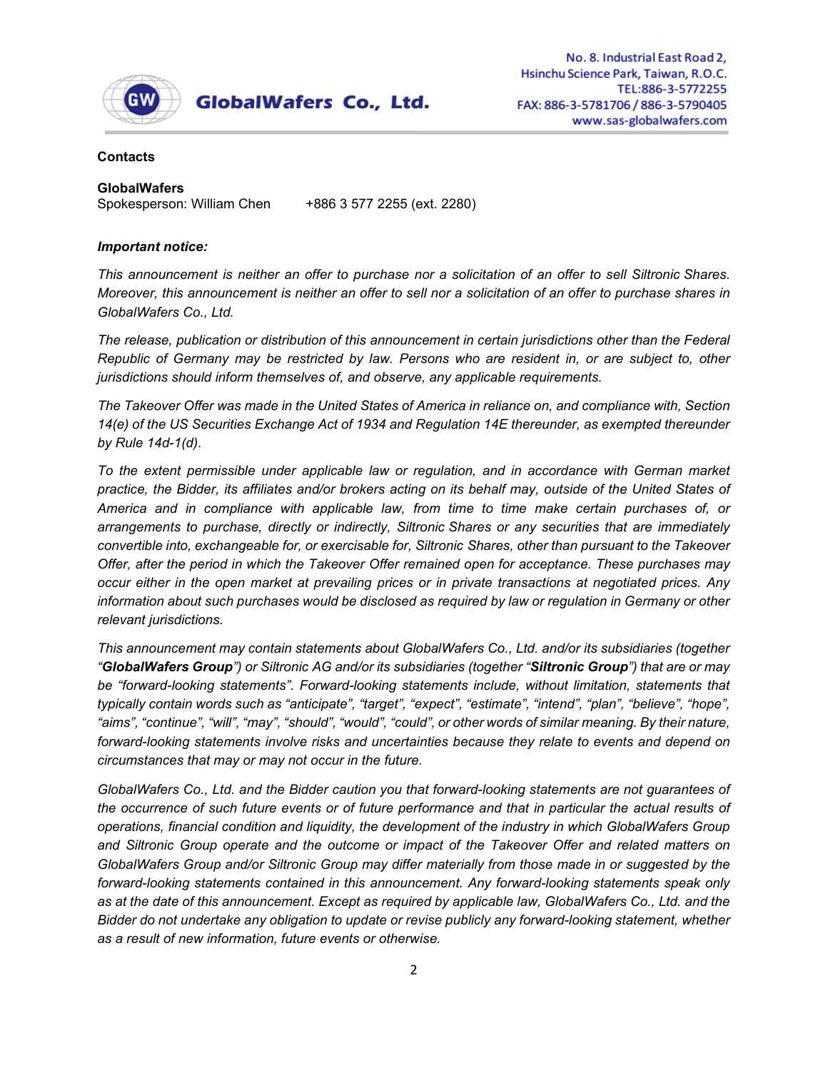**Contacts**

**GlobalWafers**
Spokesperson: William Chen +886 3 577 2255 (ext. 2280)

***Important notice:***

*This announcement is neither an offer to purchase nor a solicitation of an offer to sell Siltronic Shares. Moreover, this announcement is neither an offer to sell nor a solicitation of an offer to purchase shares in GlobalWafers Co., Ltd.*

*The release, publication or distribution of this announcement in certain jurisdictions other than the Federal Republic of Germany may be restricted by law. Persons who are resident in, or are subject to, other jurisdictions should inform themselves of, and observe, any applicable requirements.*

*The Takeover Offer was made in the United States of America in reliance on, and compliance with, Section 14(e) of the US Securities Exchange Act of 1934 and Regulation 14E thereunder, as exempted thereunder by Rule 14d-1(d).*

*To the extent permissible under applicable law or regulation, and in accordance with German market practice, the Bidder, its affiliates and/or brokers acting on its behalf may, outside of the United States of America and in compliance with applicable law, from time to time make certain purchases of, or arrangements to purchase, directly or indirectly, Siltronic Shares or any securities that are immediately convertible into, exchangeable for, or exercisable for, Siltronic Shares, other than pursuant to the Takeover Offer, after the period in which the Takeover Offer remained open for acceptance. These purchases may occur either in the open market at prevailing prices or in private transactions at negotiated prices. Any information about such purchases would be disclosed as required by law or regulation in Germany or other relevant jurisdictions.*

*This announcement may contain statements about GlobalWafers Co., Ltd. and/or its subsidiaries (together "**GlobalWafers Group**") or Siltronic AG and/or its subsidiaries (together "**Siltronic Group**") that are or may be "forward-looking statements". Forward-looking statements include, without limitation, statements that typically contain words such as "anticipate", "target", "expect", "estimate", "intend", "plan", "believe", "hope", "aims", "continue", "will", "may", "should", "would", "could", or other words of similar meaning. By their nature, forward-looking statements involve risks and uncertainties because they relate to events and depend on circumstances that may or may not occur in the future.*

*GlobalWafers Co., Ltd. and the Bidder caution you that forward-looking statements are not guarantees of the occurrence of such future events or of future performance and that in particular the actual results of operations, financial condition and liquidity, the development of the industry in which GlobalWafers Group and Siltronic Group operate and the outcome or impact of the Takeover Offer and related matters on GlobalWafers Group and/or Siltronic Group may differ materially from those made in or suggested by the forward-looking statements contained in this announcement. Any forward-looking statements speak only as at the date of this announcement. Except as required by applicable law, GlobalWafers Co., Ltd. and the Bidder do not undertake any obligation to update or revise publicly any forward-looking statement, whether as a result of new information, future events or otherwise.*